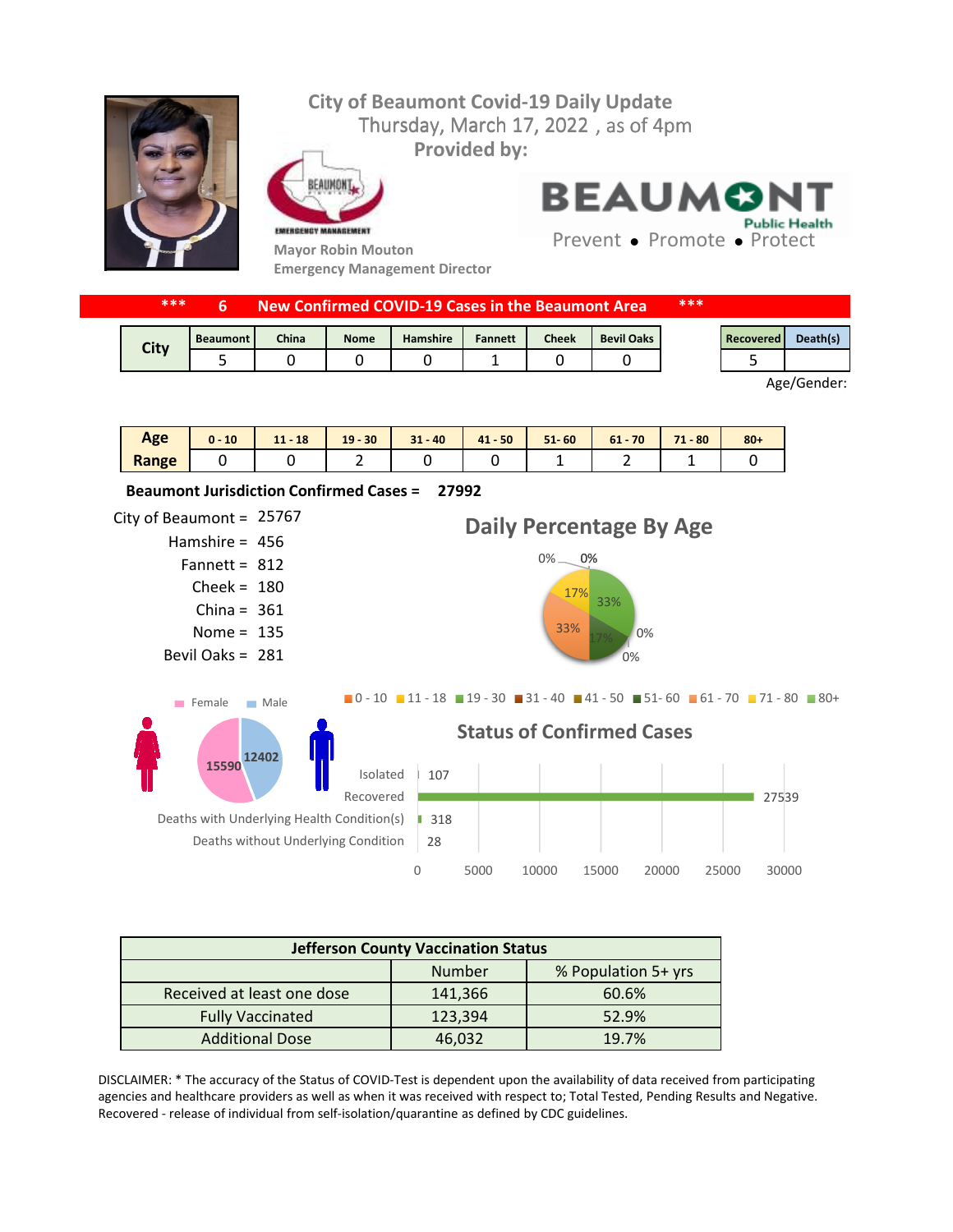# City of Beaumont Covid-19 Daily Update

Thursday, March 17, 2022 , as of 4pm

**Provided by:**

EMERGENCY MANAGEMENT

Mayor Robin Mouton

Emergency Management Director

BEAUMONT Public Health

Prevent • Promote • Protect

**\*\*\* 6 New Confirmed COVID-19 Cases in the Beaumont Area \*\*\***

| City | Beaumont | China | Nome | Hamshire | Fannett | Cheek | Bevil Oaks |
|---|---|---|---|---|---|---|---|
| | 5 | 0 | 0 | 0 | 1 | 0 | 0 |

| Recovered | Death(s) |
|---|---|
| 5 | |

Age/Gender:

| Age Range | 0 - 10 | 11 - 18 | 19 - 30 | 31 - 40 | 41 - 50 | 51- 60 | 61 - 70 | 71 - 80 | 80+ |
|---|---|---|---|---|---|---|---|---|---|
| | 0 | 0 | 2 | 0 | 0 | 1 | 2 | 1 | 0 |

**Beaumont Jurisdiction Confirmed Cases = 27992**

City of Beaumont = 25767
Hamshire = 456
Fannett = 812
Cheek = 180
China = 361
Nome = 135
Bevil Oaks = 281

## Daily Percentage By Age

0 - 10: 0%, 11 - 18: 0%, 19 - 30: 33%, 31 - 40: 0%, 41 - 50: 0%, 51- 60: 17%, 61 - 70: 33%, 71 - 80: 17%, 80+: 0%

Female: 15590
Male: 12402

## Status of Confirmed Cases

| Status | Count |
|---|---|
| Isolated | 107 |
| Recovered | 27539 |
| Deaths with Underlying Health Condition(s) | 318 |
| Deaths without Underlying Condition | 28 |

| Jefferson County Vaccination Status | | |
|---|---|---|
| | Number | % Population 5+ yrs |
| Received at least one dose | 141,366 | 60.6% |
| Fully Vaccinated | 123,394 | 52.9% |
| Additional Dose | 46,032 | 19.7% |

DISCLAIMER: * The accuracy of the Status of COVID-Test is dependent upon the availability of data received from participating agencies and healthcare providers as well as when it was received with respect to; Total Tested, Pending Results and Negative. Recovered - release of individual from self-isolation/quarantine as defined by CDC guidelines.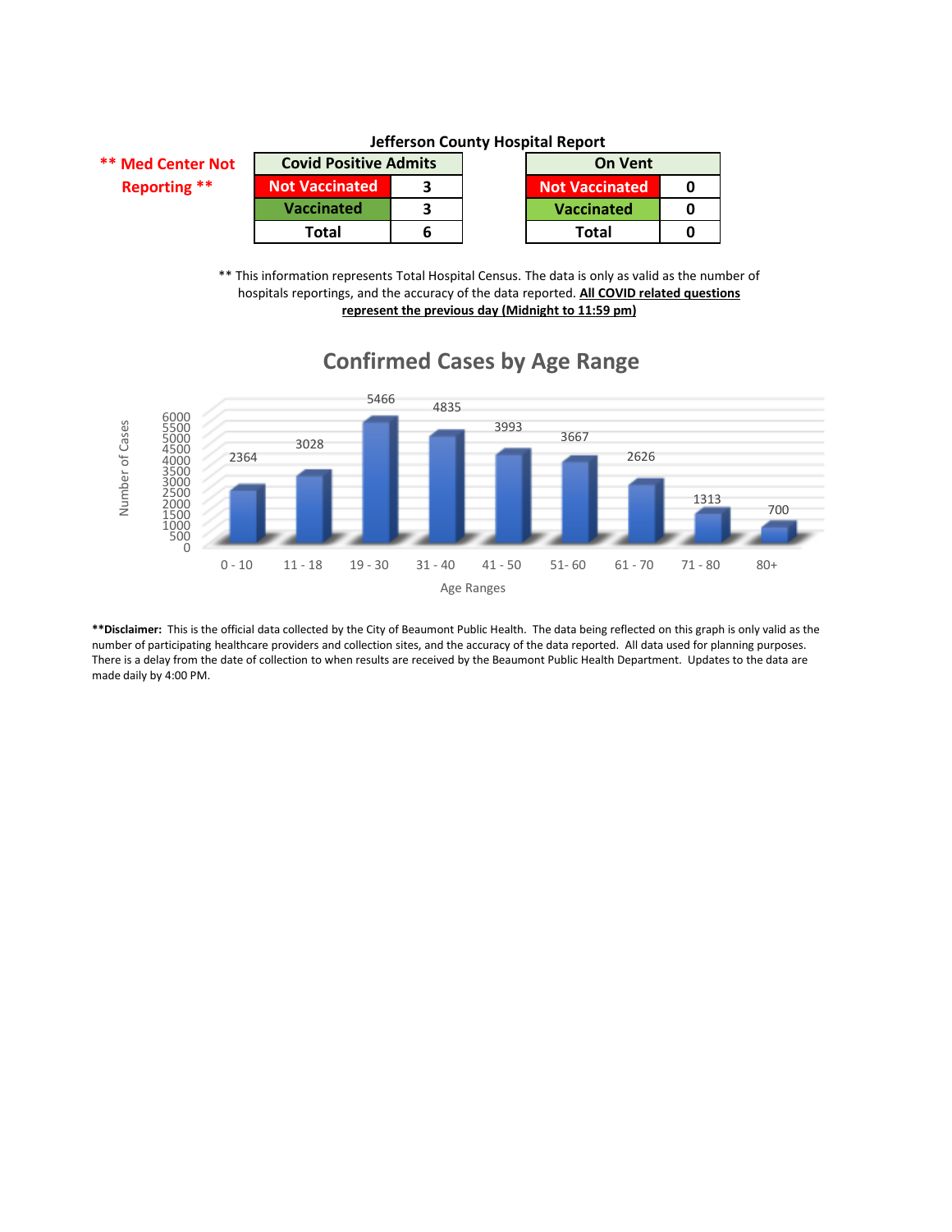## Jefferson County Hospital Report

** Med Center Not Reporting **

| Covid Positive Admits | |
|---|---|
| Not Vaccinated | 3 |
| Vaccinated | 3 |
| Total | 6 |

| On Vent | |
|---|---|
| Not Vaccinated | 0 |
| Vaccinated | 0 |
| Total | 0 |

** This information represents Total Hospital Census. The data is only as valid as the number of hospitals reportings, and the accuracy of the data reported. **<u>All COVID related questions represent the previous day (Midnight to 11:59 pm)</u>**

## Confirmed Cases by Age Range

Number of Cases

6000
5500
5000
4500
4000
3500
3000
2500
2000
1500
1000
500
0

2364
3028
5466
4835
3993
3667
2626
1313
700

0 - 10
11 - 18
19 - 30
31 - 40
41 - 50
51- 60
61 - 70
71 - 80
80+

Age Ranges

****Disclaimer:** This is the official data collected by the City of Beaumont Public Health. The data being reflected on this graph is only valid as the number of participating healthcare providers and collection sites, and the accuracy of the data reported. All data used for planning purposes. There is a delay from the date of collection to when results are received by the Beaumont Public Health Department. Updates to the data are made daily by 4:00 PM.